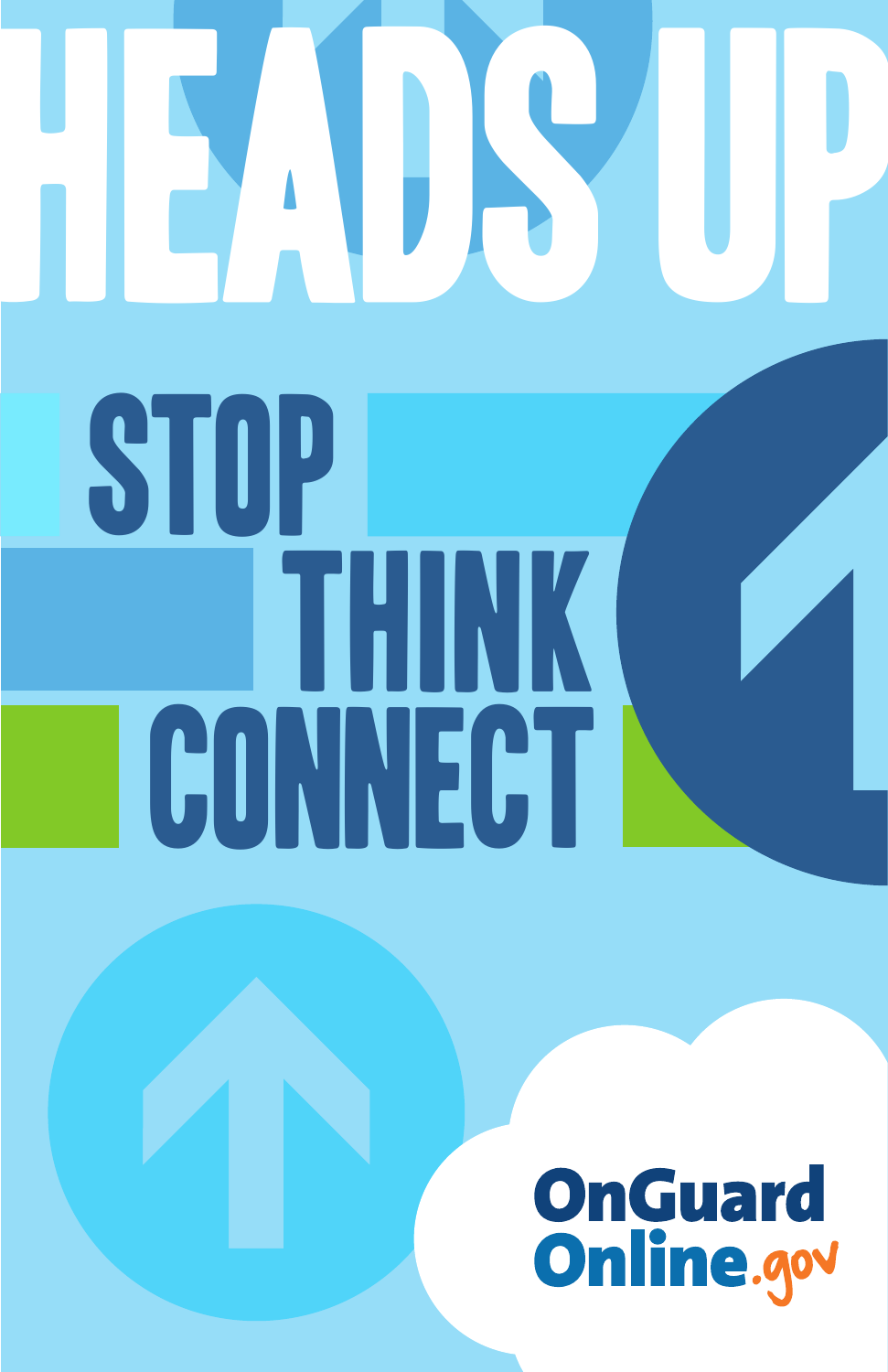# HEADS UP

## STOP THINK CONNECT

OnGuard Online.gov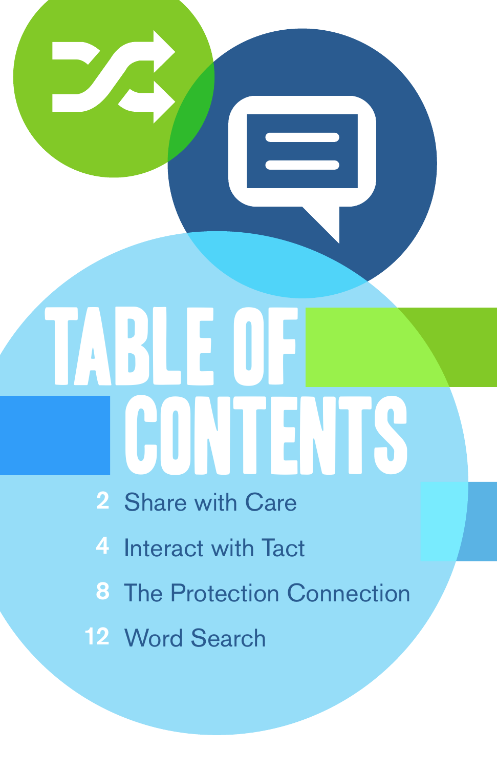# TABLE OF CONTENTS

2 Share with Care

4 Interact with Tact

8 The Protection Connection

12 Word Search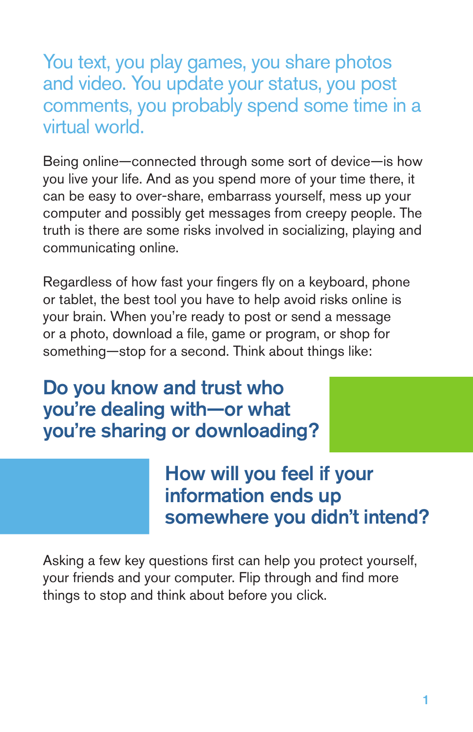You text, you play games, you share photos and video. You update your status, you post comments, you probably spend some time in a virtual world.

Being online—connected through some sort of device—is how you live your life. And as you spend more of your time there, it can be easy to over-share, embarrass yourself, mess up your computer and possibly get messages from creepy people. The truth is there are some risks involved in socializing, playing and communicating online.

Regardless of how fast your fingers fly on a keyboard, phone or tablet, the best tool you have to help avoid risks online is your brain. When you're ready to post or send a message or a photo, download a file, game or program, or shop for something—stop for a second. Think about things like:

## Do you know and trust who you're dealing with—or what you're sharing or downloading?

## How will you feel if your information ends up somewhere you didn't intend?

Asking a few key questions first can help you protect yourself, your friends and your computer. Flip through and find more things to stop and think about before you click.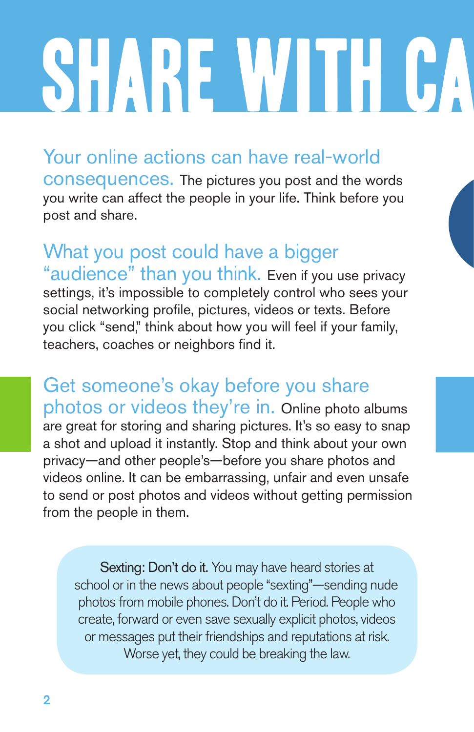# SHARE WITH CA

**Your online actions can have real-world consequences.** The pictures you post and the words you write can affect the people in your life. Think before you post and share.

**What you post could have a bigger "audience" than you think.** Even if you use privacy settings, it's impossible to completely control who sees your social networking profile, pictures, videos or texts. Before you click "send," think about how you will feel if your family, teachers, coaches or neighbors find it.

**Get someone's okay before you share photos or videos they're in.** Online photo albums are great for storing and sharing pictures. It's so easy to snap a shot and upload it instantly. Stop and think about your own privacy—and other people's—before you share photos and videos online. It can be embarrassing, unfair and even unsafe to send or post photos and videos without getting permission from the people in them.

> **Sexting: Don't do it.** You may have heard stories at school or in the news about people "sexting"—sending nude photos from mobile phones. Don't do it. Period. People who create, forward or even save sexually explicit photos, videos or messages put their friendships and reputations at risk. Worse yet, they could be breaking the law.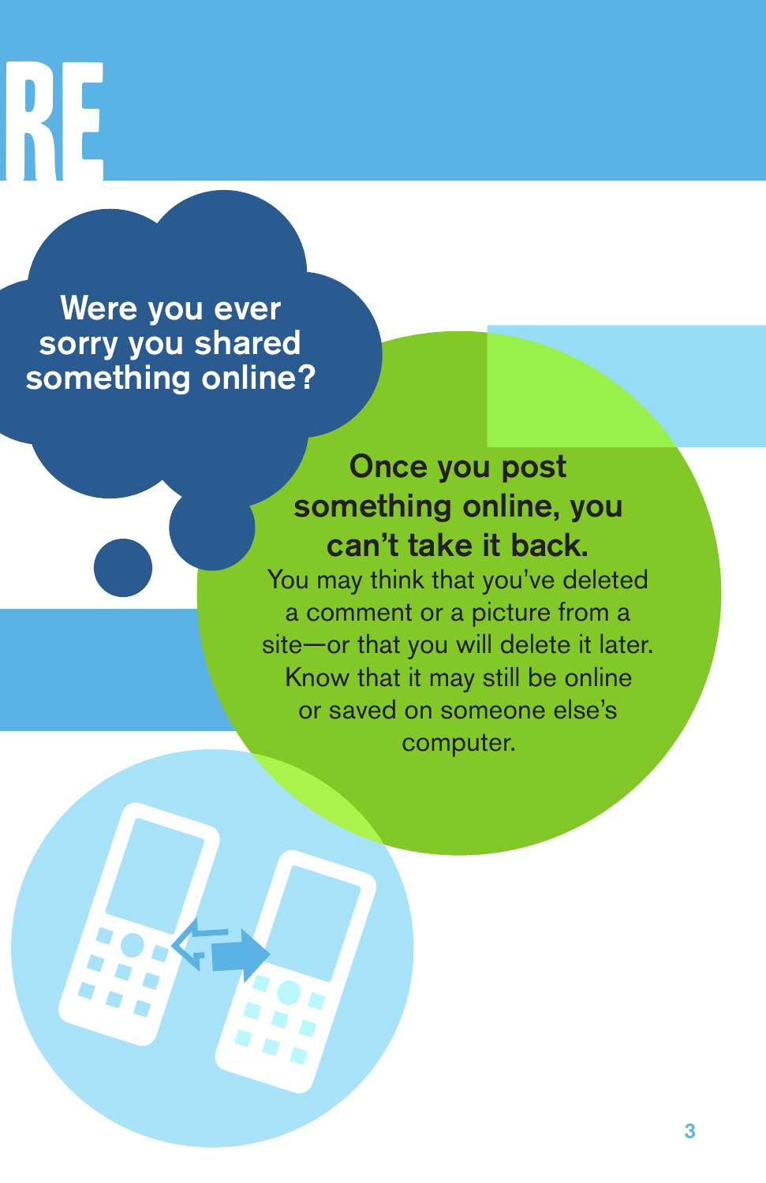RE

Were you ever sorry you shared something online?

**Once you post something online, you can't take it back.**

You may think that you've deleted a comment or a picture from a site—or that you will delete it later. Know that it may still be online or saved on someone else's computer.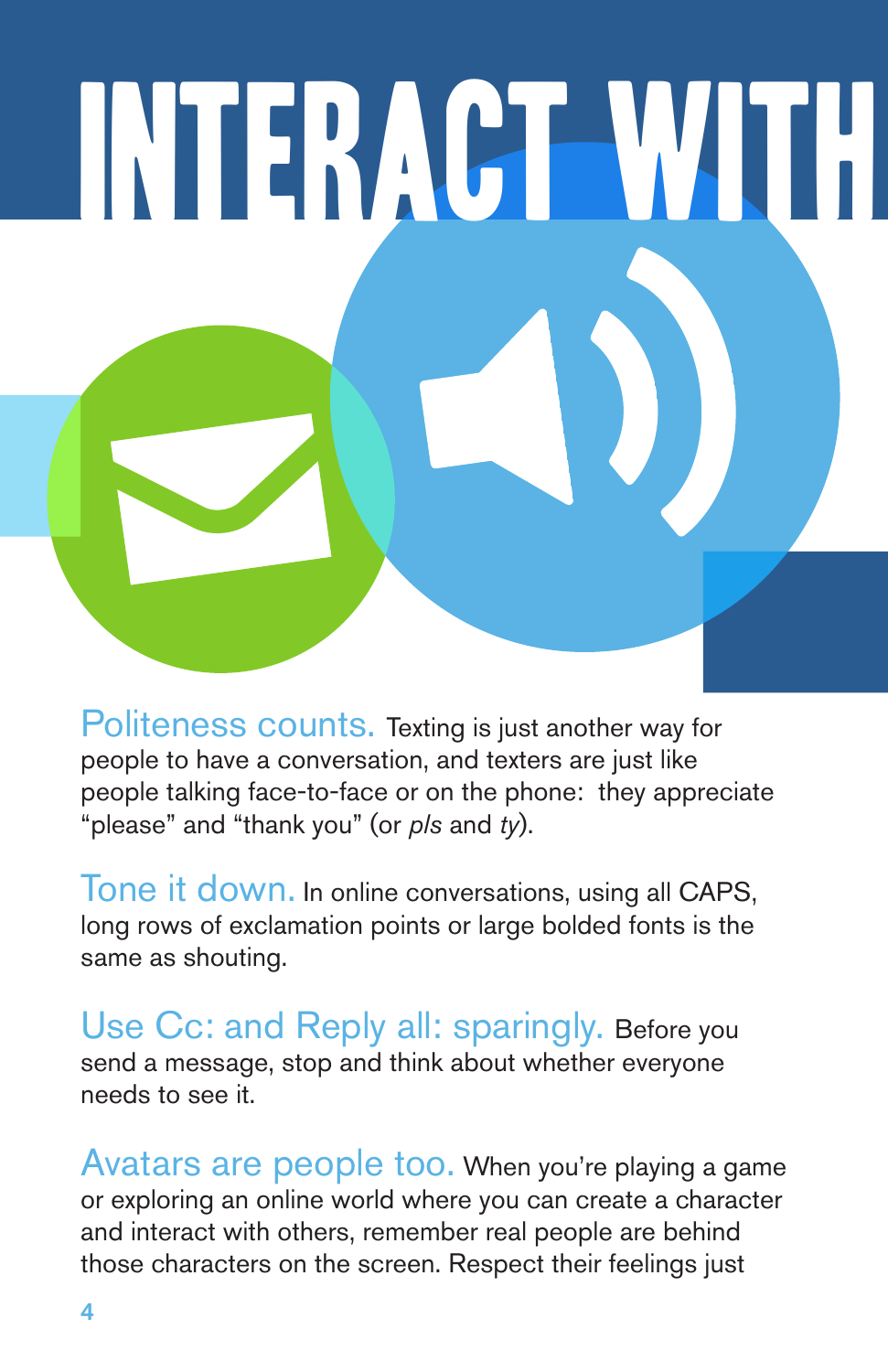# INTERACT WITH

**Politeness counts.** Texting is just another way for people to have a conversation, and texters are just like people talking face-to-face or on the phone: they appreciate "please" and "thank you" (or *pls* and *ty*).

**Tone it down.** In online conversations, using all CAPS, long rows of exclamation points or large bolded fonts is the same as shouting.

**Use Cc: and Reply all: sparingly.** Before you send a message, stop and think about whether everyone needs to see it.

**Avatars are people too.** When you're playing a game or exploring an online world where you can create a character and interact with others, remember real people are behind those characters on the screen. Respect their feelings just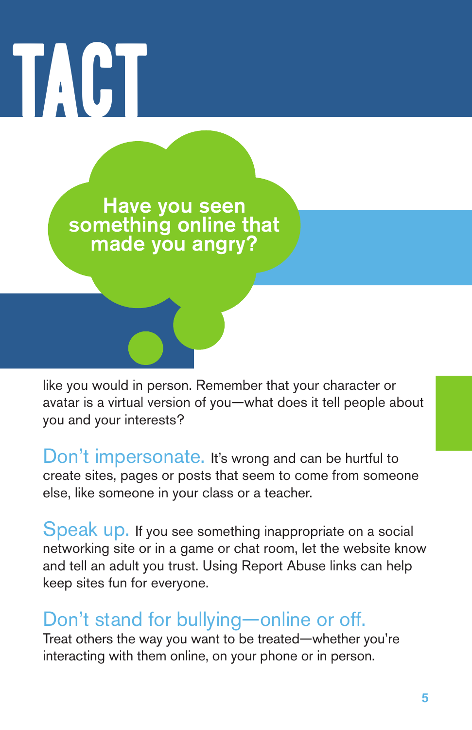# TACT

Have you seen something online that made you angry?

like you would in person. Remember that your character or avatar is a virtual version of you—what does it tell people about you and your interests?

**Don't impersonate.** It's wrong and can be hurtful to create sites, pages or posts that seem to come from someone else, like someone in your class or a teacher.

**Speak up.** If you see something inappropriate on a social networking site or in a game or chat room, let the website know and tell an adult you trust. Using Report Abuse links can help keep sites fun for everyone.

**Don't stand for bullying—online or off.**
Treat others the way you want to be treated—whether you're interacting with them online, on your phone or in person.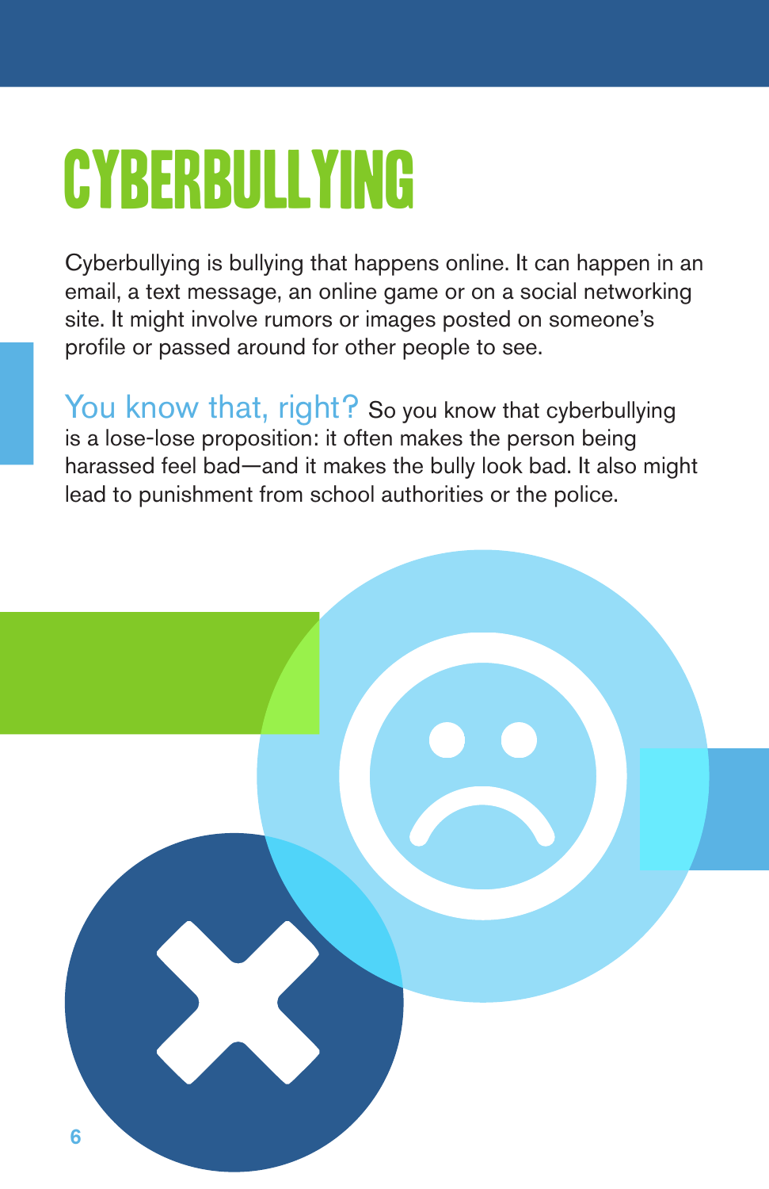# CYBERBULLYING

Cyberbullying is bullying that happens online. It can happen in an email, a text message, an online game or on a social networking site. It might involve rumors or images posted on someone's profile or passed around for other people to see.

You know that, right? So you know that cyberbullying is a lose-lose proposition: it often makes the person being harassed feel bad—and it makes the bully look bad. It also might lead to punishment from school authorities or the police.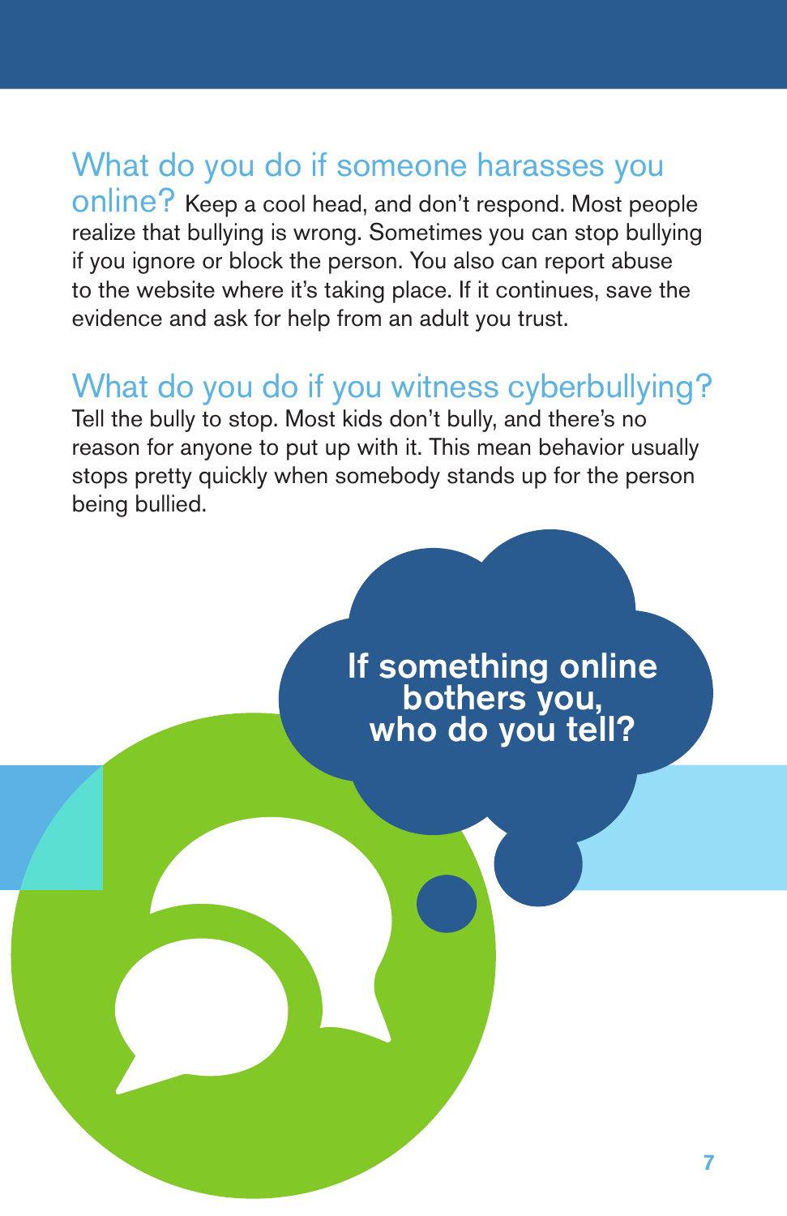## What do you do if someone harasses you online?

Keep a cool head, and don't respond. Most people realize that bullying is wrong. Sometimes you can stop bullying if you ignore or block the person. You also can report abuse to the website where it's taking place. If it continues, save the evidence and ask for help from an adult you trust.

## What do you do if you witness cyberbullying?

Tell the bully to stop. Most kids don't bully, and there's no reason for anyone to put up with it. This mean behavior usually stops pretty quickly when somebody stands up for the person being bullied.

**If something online bothers you, who do you tell?**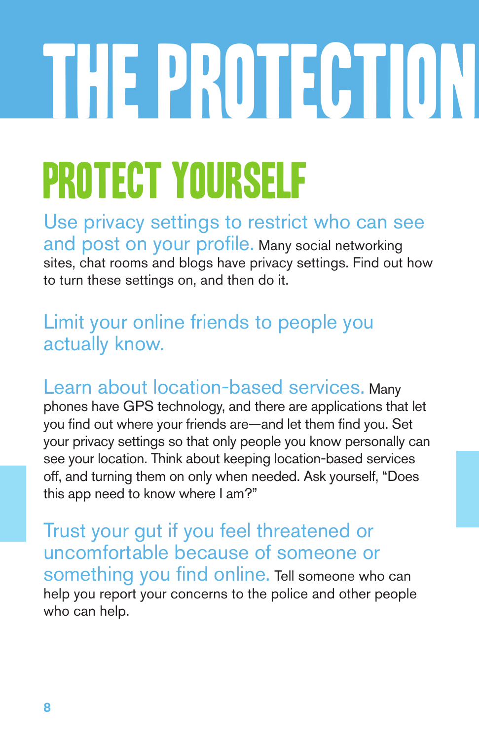# THE PROTECTION

## PROTECT YOURSELF

**Use privacy settings to restrict who can see and post on your profile.** Many social networking sites, chat rooms and blogs have privacy settings. Find out how to turn these settings on, and then do it.

**Limit your online friends to people you actually know.**

**Learn about location-based services.** Many phones have GPS technology, and there are applications that let you find out where your friends are—and let them find you. Set your privacy settings so that only people you know personally can see your location. Think about keeping location-based services off, and turning them on only when needed. Ask yourself, "Does this app need to know where I am?"

**Trust your gut if you feel threatened or uncomfortable because of someone or something you find online.** Tell someone who can help you report your concerns to the police and other people who can help.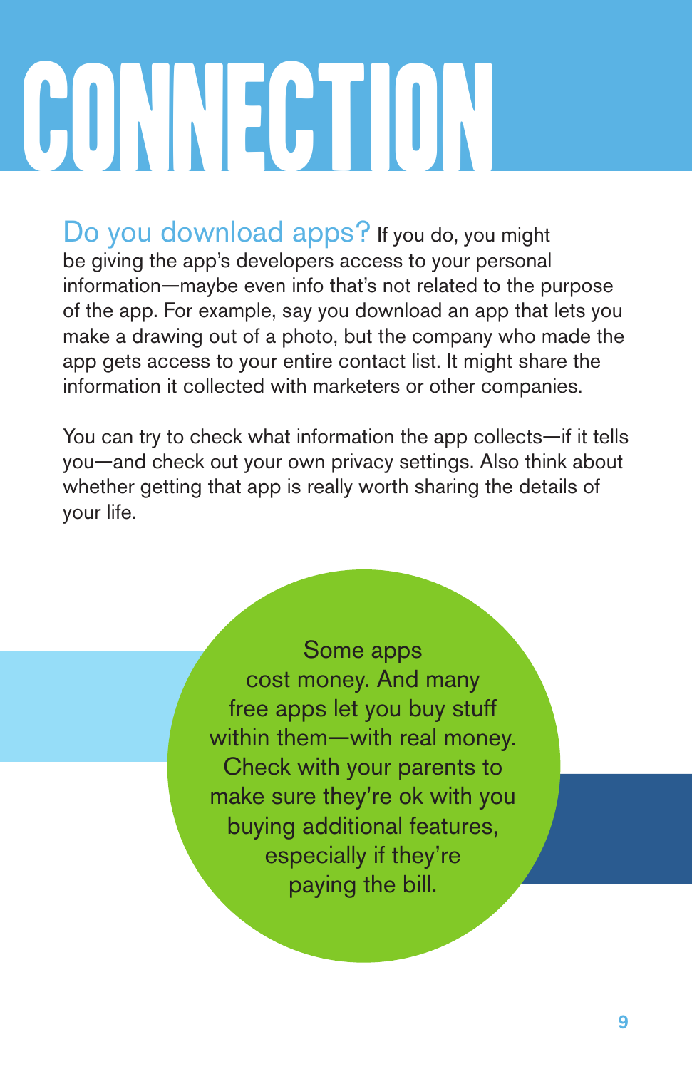# CONNECTION

Do you download apps? If you do, you might be giving the app's developers access to your personal information—maybe even info that's not related to the purpose of the app. For example, say you download an app that lets you make a drawing out of a photo, but the company who made the app gets access to your entire contact list. It might share the information it collected with marketers or other companies.

You can try to check what information the app collects—if it tells you—and check out your own privacy settings. Also think about whether getting that app is really worth sharing the details of your life.

Some apps cost money. And many free apps let you buy stuff within them—with real money. Check with your parents to make sure they're ok with you buying additional features, especially if they're paying the bill.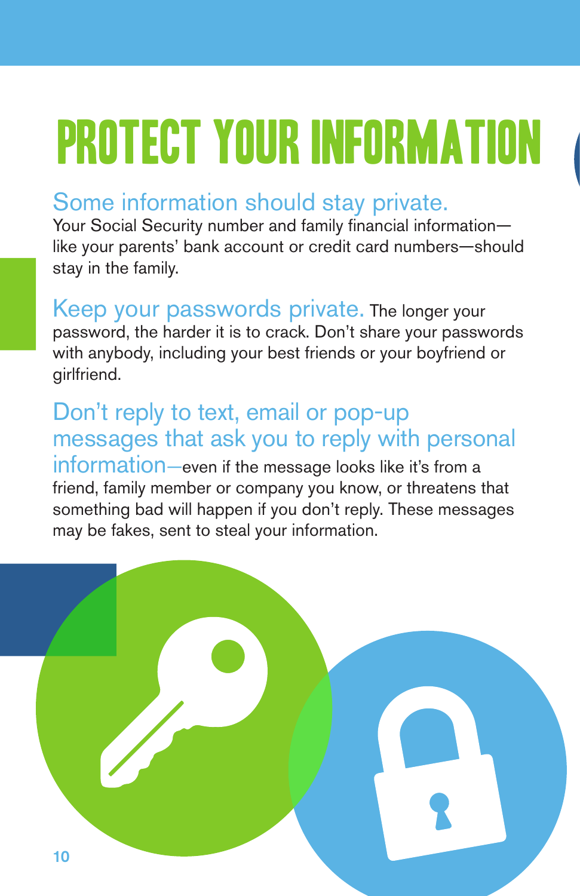# PROTECT YOUR INFORMATION

**Some information should stay private.** Your Social Security number and family financial information—like your parents' bank account or credit card numbers—should stay in the family.

**Keep your passwords private.** The longer your password, the harder it is to crack. Don't share your passwords with anybody, including your best friends or your boyfriend or girlfriend.

**Don't reply to text, email or pop-up messages that ask you to reply with personal information**—even if the message looks like it's from a friend, family member or company you know, or threatens that something bad will happen if you don't reply. These messages may be fakes, sent to steal your information.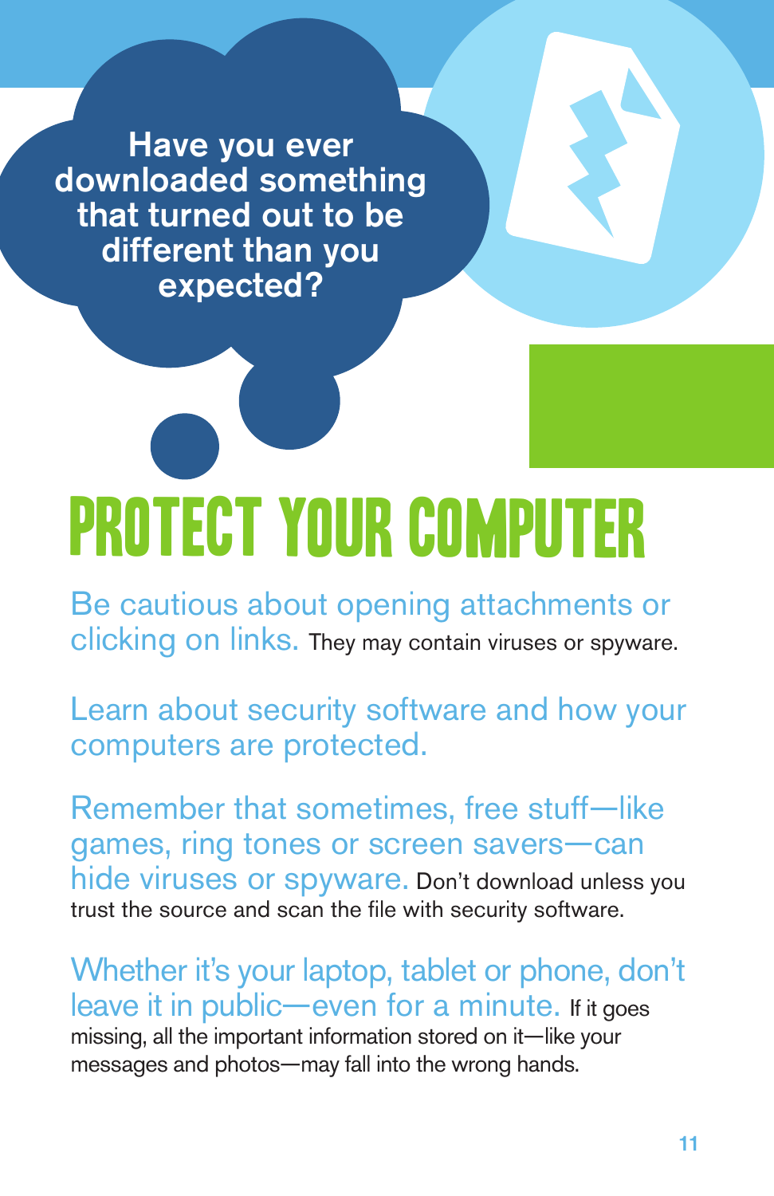Have you ever downloaded something that turned out to be different than you expected?

# PROTECT YOUR COMPUTER

Be cautious about opening attachments or clicking on links. They may contain viruses or spyware.

Learn about security software and how your computers are protected.

Remember that sometimes, free stuff—like games, ring tones or screen savers—can hide viruses or spyware. Don't download unless you trust the source and scan the file with security software.

Whether it's your laptop, tablet or phone, don't leave it in public—even for a minute. If it goes missing, all the important information stored on it—like your messages and photos—may fall into the wrong hands.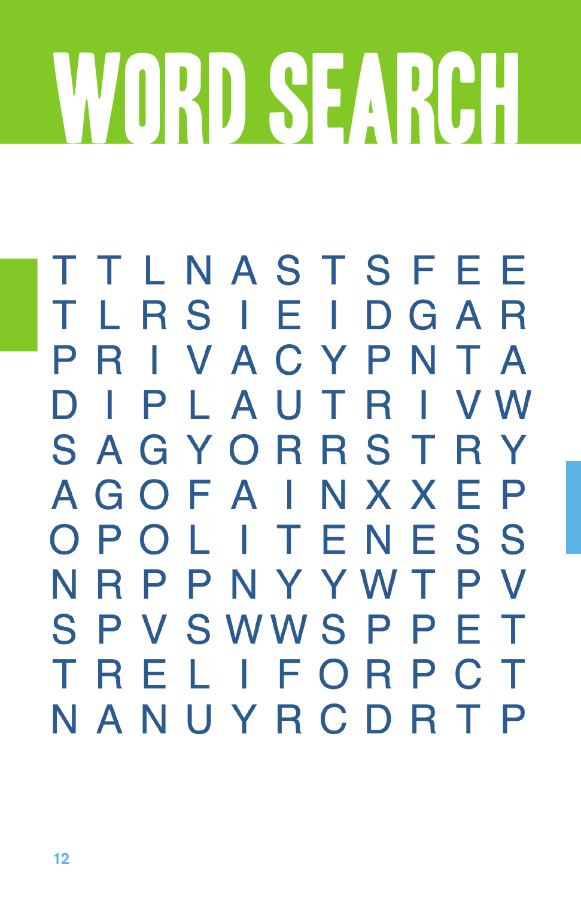# WORD SEARCH

```
T T L N A S T S F E E
T L R S I E I D G A R
P R I V A C Y P N T A
D I P L A U T R I V W
S A G Y O R R S T R Y
A G O F A I N X X E P
O P O L I T E N E S S
N R P P N Y Y W T P V
S P V S W W S P P E T
T R E L I F O R P C T
N A N U Y R C D R T P
```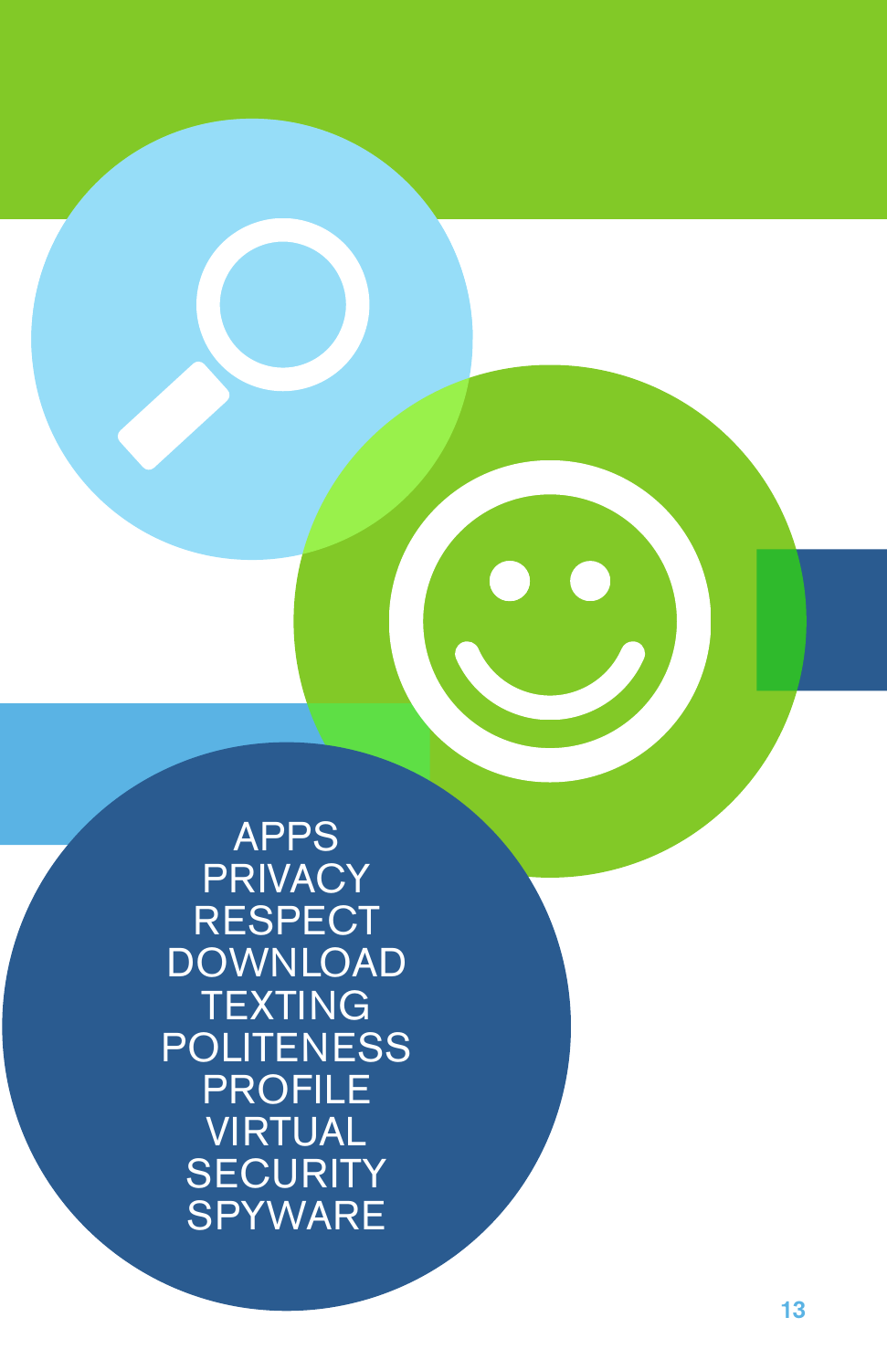APPS
PRIVACY
RESPECT
DOWNLOAD
TEXTING
POLITENESS
PROFILE
VIRTUAL
SECURITY
SPYWARE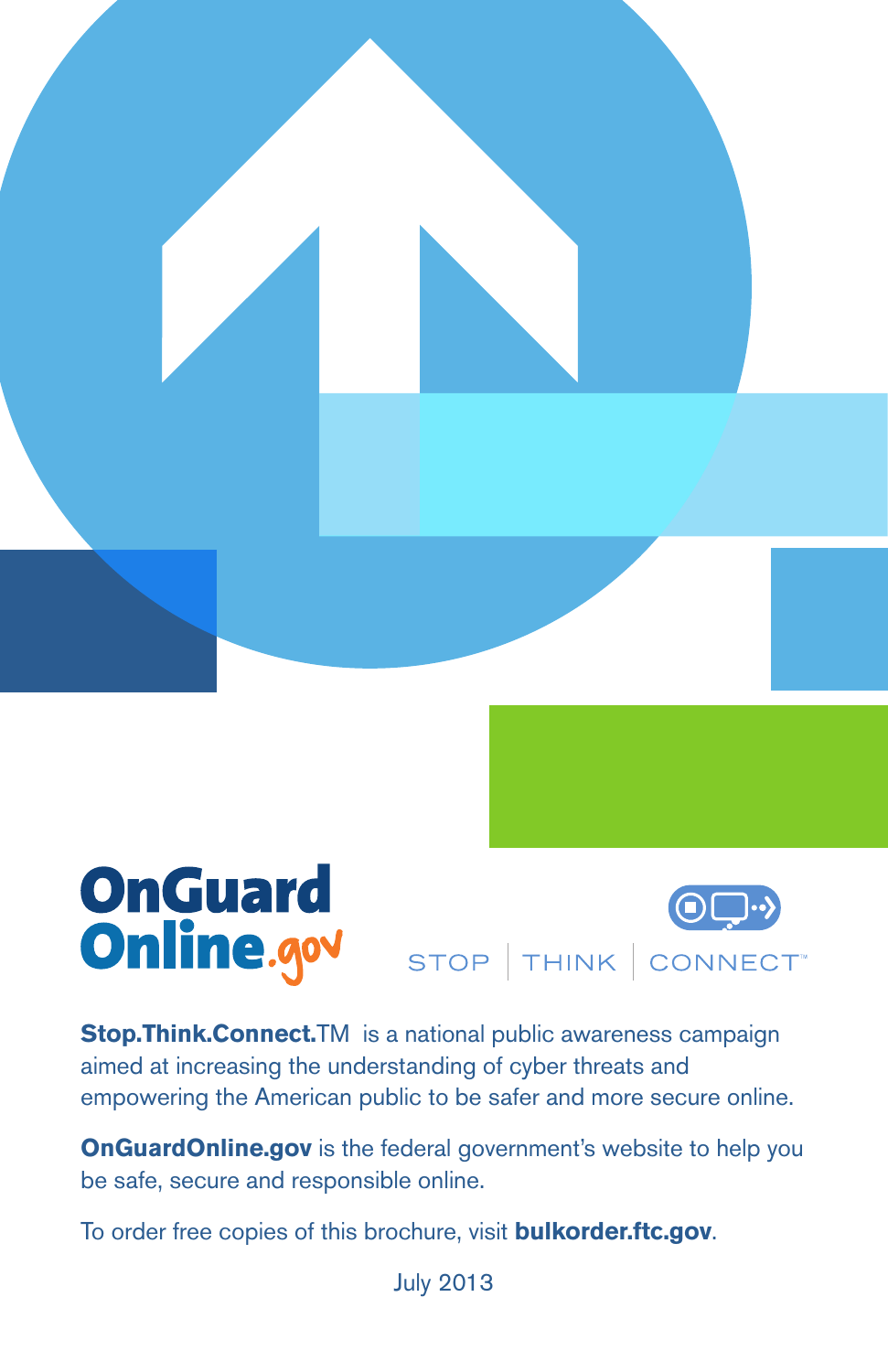OnGuard Online.gov

STOP | THINK | CONNECT™

**Stop.Think.Connect.**TM is a national public awareness campaign aimed at increasing the understanding of cyber threats and empowering the American public to be safer and more secure online.

**OnGuardOnline.gov** is the federal government's website to help you be safe, secure and responsible online.

To order free copies of this brochure, visit **bulkorder.ftc.gov**.

July 2013